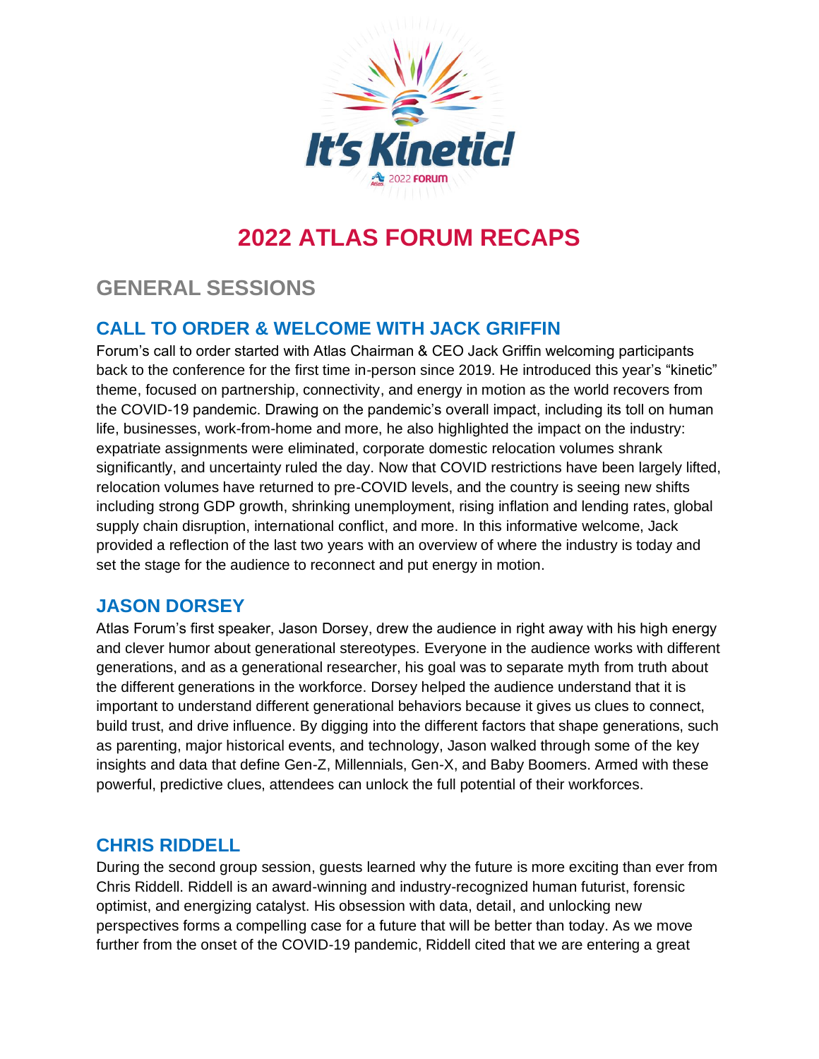# 2022 ATLAS FORUM RECAPS

## GENERAL SESSIONS

### CALL TO ORDER & WELCOME WITH JACK GRIFFIN

Forum's call to order started with Atlas Chairman & CEO Jack Griffin welcoming participants back to the conference for the first time in-person since 2019. He introduced this year's "kinetic" theme, focused on partnership, connectivity, and energy in motion as the world recovers from the COVID-19 pandemic. Drawing on the pandemic's overall impact, including its toll on human life, businesses, work-from-home and more, he also highlighted the impact on the industry: expatriate assignments were eliminated, corporate domestic relocation volumes shrank significantly, and uncertainty ruled the day. Now that COVID restrictions have been largely lifted, relocation volumes have returned to pre-COVID levels, and the country is seeing new shifts including strong GDP growth, shrinking unemployment, rising inflation and lending rates, global supply chain disruption, international conflict, and more. In this informative welcome, Jack provided a reflection of the last two years with an overview of where the industry is today and set the stage for the audience to reconnect and put energy in motion.

### JASON DORSEY

Atlas Forum's first speaker, Jason Dorsey, drew the audience in right away with his high energy and clever humor about generational stereotypes. Everyone in the audience works with different generations, and as a generational researcher, his goal was to separate myth from truth about the different generations in the workforce. Dorsey helped the audience understand that it is important to understand different generational behaviors because it gives us clues to connect, build trust, and drive influence. By digging into the different factors that shape generations, such as parenting, major historical events, and technology, Jason walked through some of the key insights and data that define Gen-Z, Millennials, Gen-X, and Baby Boomers. Armed with these powerful, predictive clues, attendees can unlock the full potential of their workforces.

### CHRIS RIDDELL

During the second group session, guests learned why the future is more exciting than ever from Chris Riddell. Riddell is an award-winning and industry-recognized human futurist, forensic optimist, and energizing catalyst. His obsession with data, detail, and unlocking new perspectives forms a compelling case for a future that will be better than today. As we move further from the onset of the COVID-19 pandemic, Riddell cited that we are entering a great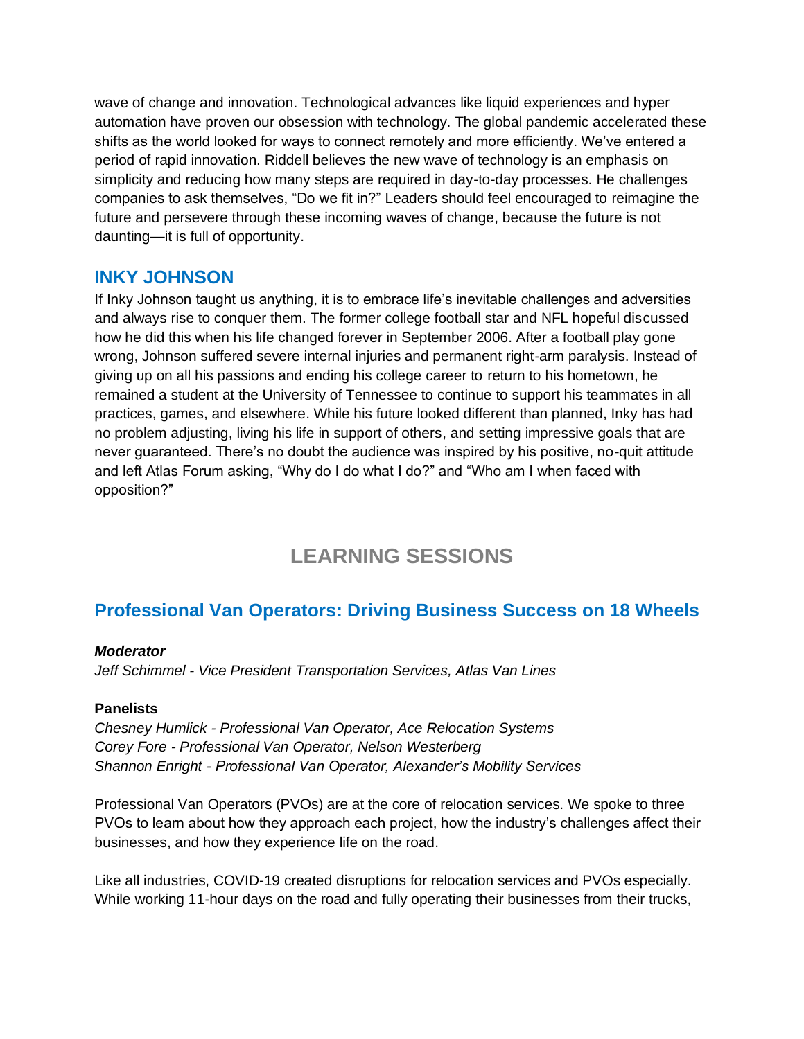wave of change and innovation. Technological advances like liquid experiences and hyper automation have proven our obsession with technology. The global pandemic accelerated these shifts as the world looked for ways to connect remotely and more efficiently. We've entered a period of rapid innovation. Riddell believes the new wave of technology is an emphasis on simplicity and reducing how many steps are required in day-to-day processes. He challenges companies to ask themselves, "Do we fit in?" Leaders should feel encouraged to reimagine the future and persevere through these incoming waves of change, because the future is not daunting—it is full of opportunity.

## INKY JOHNSON

If Inky Johnson taught us anything, it is to embrace life's inevitable challenges and adversities and always rise to conquer them. The former college football star and NFL hopeful discussed how he did this when his life changed forever in September 2006. After a football play gone wrong, Johnson suffered severe internal injuries and permanent right-arm paralysis. Instead of giving up on all his passions and ending his college career to return to his hometown, he remained a student at the University of Tennessee to continue to support his teammates in all practices, games, and elsewhere. While his future looked different than planned, Inky has had no problem adjusting, living his life in support of others, and setting impressive goals that are never guaranteed. There's no doubt the audience was inspired by his positive, no-quit attitude and left Atlas Forum asking, "Why do I do what I do?" and "Who am I when faced with opposition?"

# LEARNING SESSIONS

## Professional Van Operators: Driving Business Success on 18 Wheels

***Moderator***

*Jeff Schimmel - Vice President Transportation Services, Atlas Van Lines*

**Panelists**

*Chesney Humlick - Professional Van Operator, Ace Relocation Systems*
*Corey Fore - Professional Van Operator, Nelson Westerberg*
*Shannon Enright - Professional Van Operator, Alexander's Mobility Services*

Professional Van Operators (PVOs) are at the core of relocation services. We spoke to three PVOs to learn about how they approach each project, how the industry's challenges affect their businesses, and how they experience life on the road.

Like all industries, COVID-19 created disruptions for relocation services and PVOs especially. While working 11-hour days on the road and fully operating their businesses from their trucks,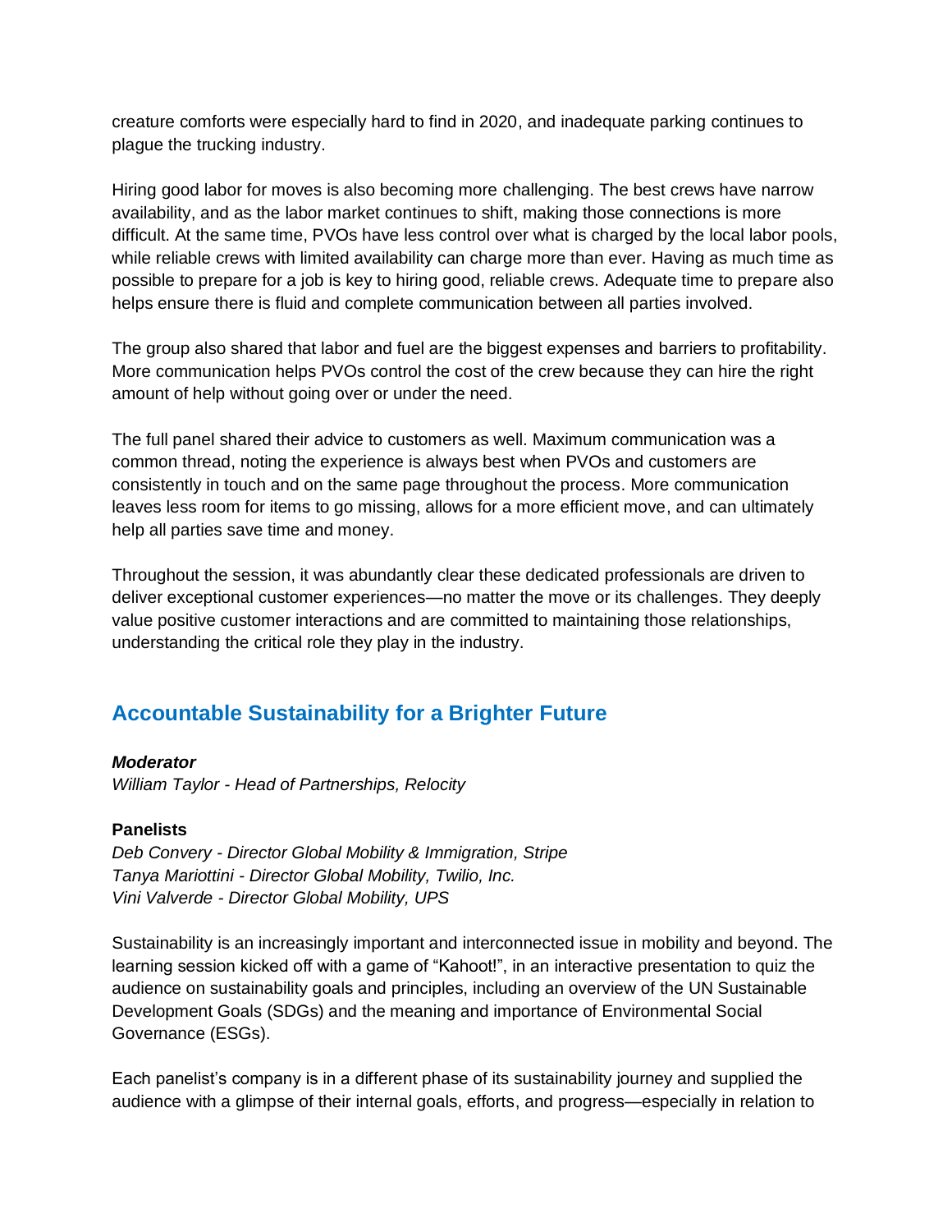creature comforts were especially hard to find in 2020, and inadequate parking continues to plague the trucking industry.

Hiring good labor for moves is also becoming more challenging. The best crews have narrow availability, and as the labor market continues to shift, making those connections is more difficult. At the same time, PVOs have less control over what is charged by the local labor pools, while reliable crews with limited availability can charge more than ever. Having as much time as possible to prepare for a job is key to hiring good, reliable crews. Adequate time to prepare also helps ensure there is fluid and complete communication between all parties involved.

The group also shared that labor and fuel are the biggest expenses and barriers to profitability. More communication helps PVOs control the cost of the crew because they can hire the right amount of help without going over or under the need.

The full panel shared their advice to customers as well. Maximum communication was a common thread, noting the experience is always best when PVOs and customers are consistently in touch and on the same page throughout the process. More communication leaves less room for items to go missing, allows for a more efficient move, and can ultimately help all parties save time and money.

Throughout the session, it was abundantly clear these dedicated professionals are driven to deliver exceptional customer experiences—no matter the move or its challenges. They deeply value positive customer interactions and are committed to maintaining those relationships, understanding the critical role they play in the industry.

## Accountable Sustainability for a Brighter Future

***Moderator***
*William Taylor - Head of Partnerships, Relocity*

**Panelists**
*Deb Convery - Director Global Mobility & Immigration, Stripe*
*Tanya Mariottini - Director Global Mobility, Twilio, Inc.*
*Vini Valverde - Director Global Mobility, UPS*

Sustainability is an increasingly important and interconnected issue in mobility and beyond. The learning session kicked off with a game of "Kahoot!", in an interactive presentation to quiz the audience on sustainability goals and principles, including an overview of the UN Sustainable Development Goals (SDGs) and the meaning and importance of Environmental Social Governance (ESGs).

Each panelist's company is in a different phase of its sustainability journey and supplied the audience with a glimpse of their internal goals, efforts, and progress—especially in relation to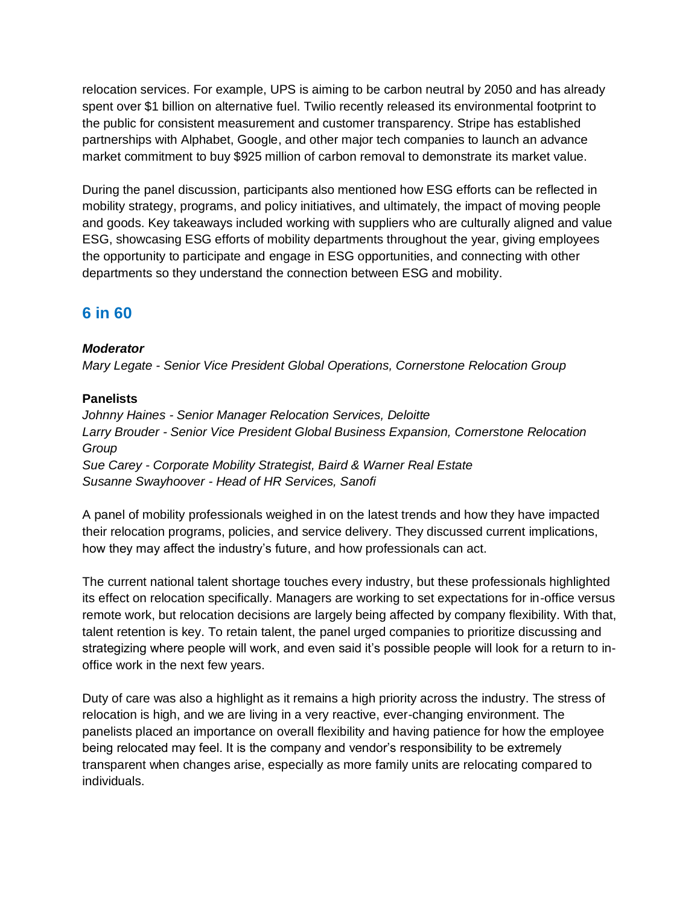relocation services. For example, UPS is aiming to be carbon neutral by 2050 and has already spent over $1 billion on alternative fuel. Twilio recently released its environmental footprint to the public for consistent measurement and customer transparency. Stripe has established partnerships with Alphabet, Google, and other major tech companies to launch an advance market commitment to buy $925 million of carbon removal to demonstrate its market value.

During the panel discussion, participants also mentioned how ESG efforts can be reflected in mobility strategy, programs, and policy initiatives, and ultimately, the impact of moving people and goods. Key takeaways included working with suppliers who are culturally aligned and value ESG, showcasing ESG efforts of mobility departments throughout the year, giving employees the opportunity to participate and engage in ESG opportunities, and connecting with other departments so they understand the connection between ESG and mobility.

## 6 in 60

***Moderator***

*Mary Legate - Senior Vice President Global Operations, Cornerstone Relocation Group*

**Panelists**

*Johnny Haines - Senior Manager Relocation Services, Deloitte*
*Larry Brouder - Senior Vice President Global Business Expansion, Cornerstone Relocation Group*
*Sue Carey - Corporate Mobility Strategist, Baird & Warner Real Estate*
*Susanne Swayhoover - Head of HR Services, Sanofi*

A panel of mobility professionals weighed in on the latest trends and how they have impacted their relocation programs, policies, and service delivery. They discussed current implications, how they may affect the industry's future, and how professionals can act.

The current national talent shortage touches every industry, but these professionals highlighted its effect on relocation specifically. Managers are working to set expectations for in-office versus remote work, but relocation decisions are largely being affected by company flexibility. With that, talent retention is key. To retain talent, the panel urged companies to prioritize discussing and strategizing where people will work, and even said it's possible people will look for a return to in-office work in the next few years.

Duty of care was also a highlight as it remains a high priority across the industry. The stress of relocation is high, and we are living in a very reactive, ever-changing environment. The panelists placed an importance on overall flexibility and having patience for how the employee being relocated may feel. It is the company and vendor's responsibility to be extremely transparent when changes arise, especially as more family units are relocating compared to individuals.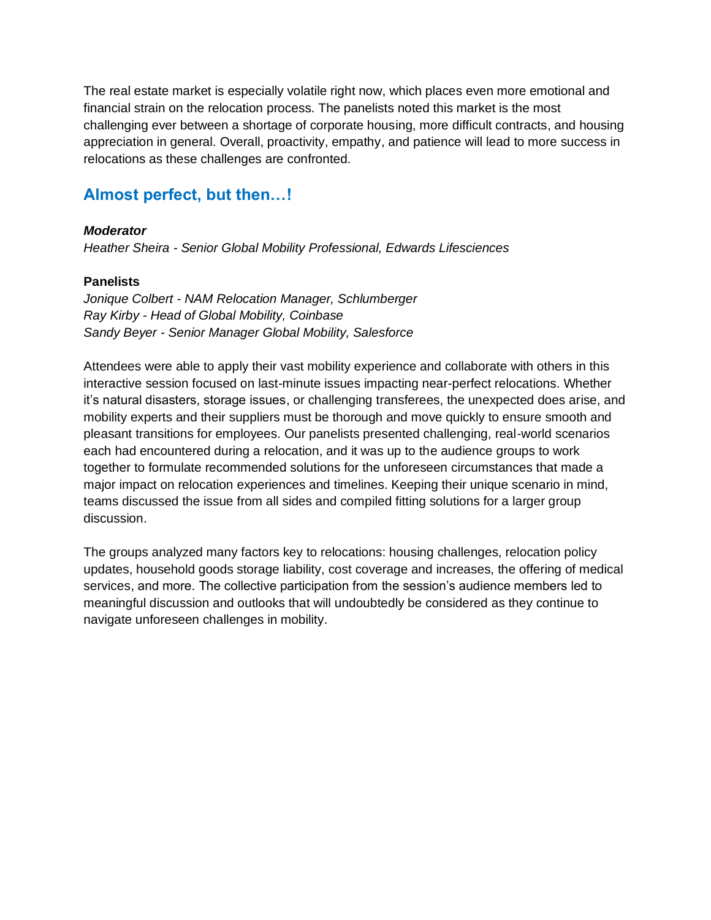The real estate market is especially volatile right now, which places even more emotional and financial strain on the relocation process. The panelists noted this market is the most challenging ever between a shortage of corporate housing, more difficult contracts, and housing appreciation in general. Overall, proactivity, empathy, and patience will lead to more success in relocations as these challenges are confronted.

## Almost perfect, but then…!

***Moderator***

*Heather Sheira - Senior Global Mobility Professional, Edwards Lifesciences*

**Panelists**

*Jonique Colbert - NAM Relocation Manager, Schlumberger*
*Ray Kirby - Head of Global Mobility, Coinbase*
*Sandy Beyer - Senior Manager Global Mobility, Salesforce*

Attendees were able to apply their vast mobility experience and collaborate with others in this interactive session focused on last-minute issues impacting near-perfect relocations. Whether it's natural disasters, storage issues, or challenging transferees, the unexpected does arise, and mobility experts and their suppliers must be thorough and move quickly to ensure smooth and pleasant transitions for employees. Our panelists presented challenging, real-world scenarios each had encountered during a relocation, and it was up to the audience groups to work together to formulate recommended solutions for the unforeseen circumstances that made a major impact on relocation experiences and timelines. Keeping their unique scenario in mind, teams discussed the issue from all sides and compiled fitting solutions for a larger group discussion.

The groups analyzed many factors key to relocations: housing challenges, relocation policy updates, household goods storage liability, cost coverage and increases, the offering of medical services, and more. The collective participation from the session's audience members led to meaningful discussion and outlooks that will undoubtedly be considered as they continue to navigate unforeseen challenges in mobility.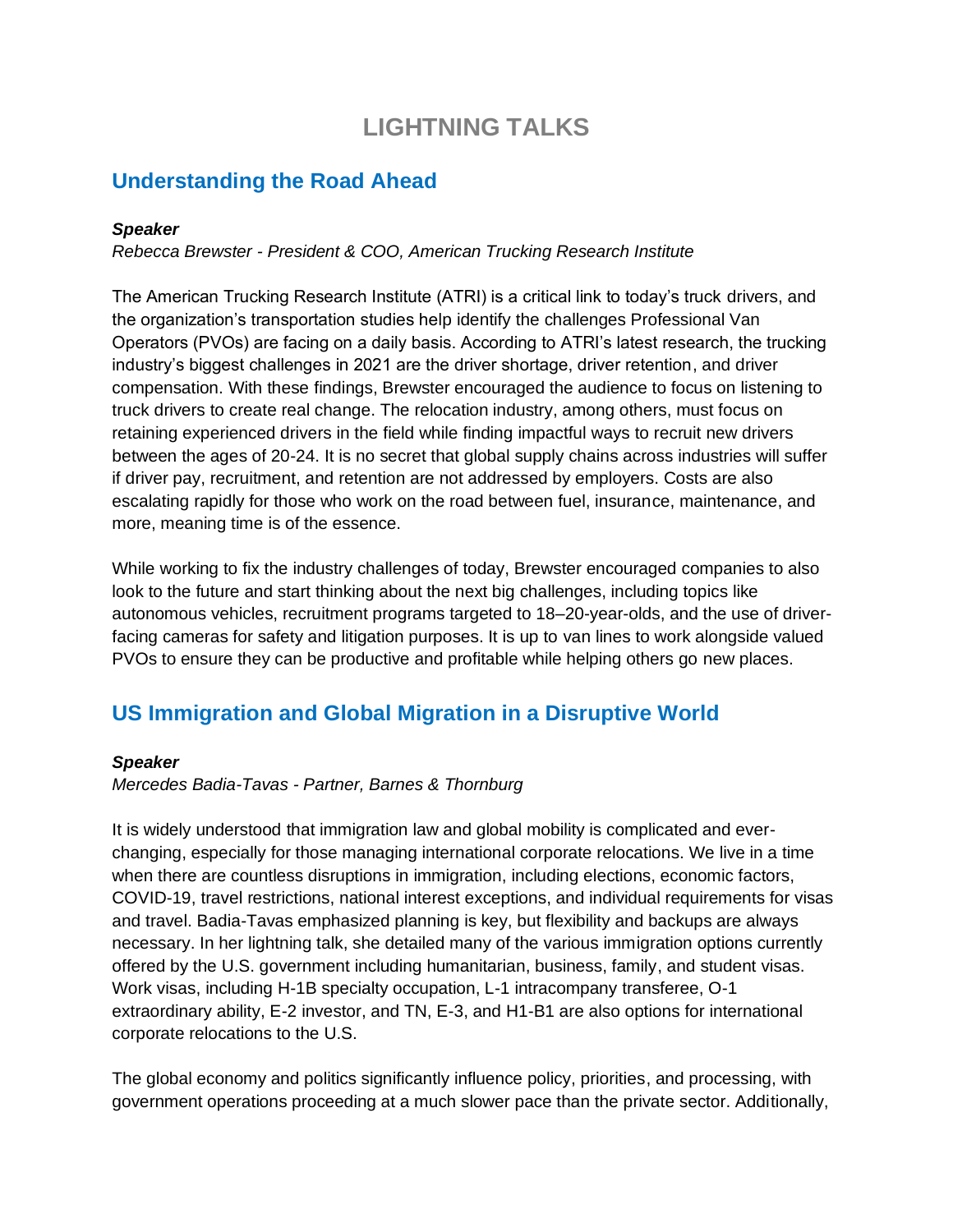# LIGHTNING TALKS

## Understanding the Road Ahead

***Speaker***

*Rebecca Brewster - President & COO, American Trucking Research Institute*

The American Trucking Research Institute (ATRI) is a critical link to today's truck drivers, and the organization's transportation studies help identify the challenges Professional Van Operators (PVOs) are facing on a daily basis. According to ATRI's latest research, the trucking industry's biggest challenges in 2021 are the driver shortage, driver retention, and driver compensation. With these findings, Brewster encouraged the audience to focus on listening to truck drivers to create real change. The relocation industry, among others, must focus on retaining experienced drivers in the field while finding impactful ways to recruit new drivers between the ages of 20-24. It is no secret that global supply chains across industries will suffer if driver pay, recruitment, and retention are not addressed by employers. Costs are also escalating rapidly for those who work on the road between fuel, insurance, maintenance, and more, meaning time is of the essence.

While working to fix the industry challenges of today, Brewster encouraged companies to also look to the future and start thinking about the next big challenges, including topics like autonomous vehicles, recruitment programs targeted to 18–20-year-olds, and the use of driver-facing cameras for safety and litigation purposes. It is up to van lines to work alongside valued PVOs to ensure they can be productive and profitable while helping others go new places.

## US Immigration and Global Migration in a Disruptive World

***Speaker***

*Mercedes Badia-Tavas - Partner, Barnes & Thornburg*

It is widely understood that immigration law and global mobility is complicated and ever-changing, especially for those managing international corporate relocations. We live in a time when there are countless disruptions in immigration, including elections, economic factors, COVID-19, travel restrictions, national interest exceptions, and individual requirements for visas and travel. Badia-Tavas emphasized planning is key, but flexibility and backups are always necessary. In her lightning talk, she detailed many of the various immigration options currently offered by the U.S. government including humanitarian, business, family, and student visas. Work visas, including H-1B specialty occupation, L-1 intracompany transferee, O-1 extraordinary ability, E-2 investor, and TN, E-3, and H1-B1 are also options for international corporate relocations to the U.S.

The global economy and politics significantly influence policy, priorities, and processing, with government operations proceeding at a much slower pace than the private sector. Additionally,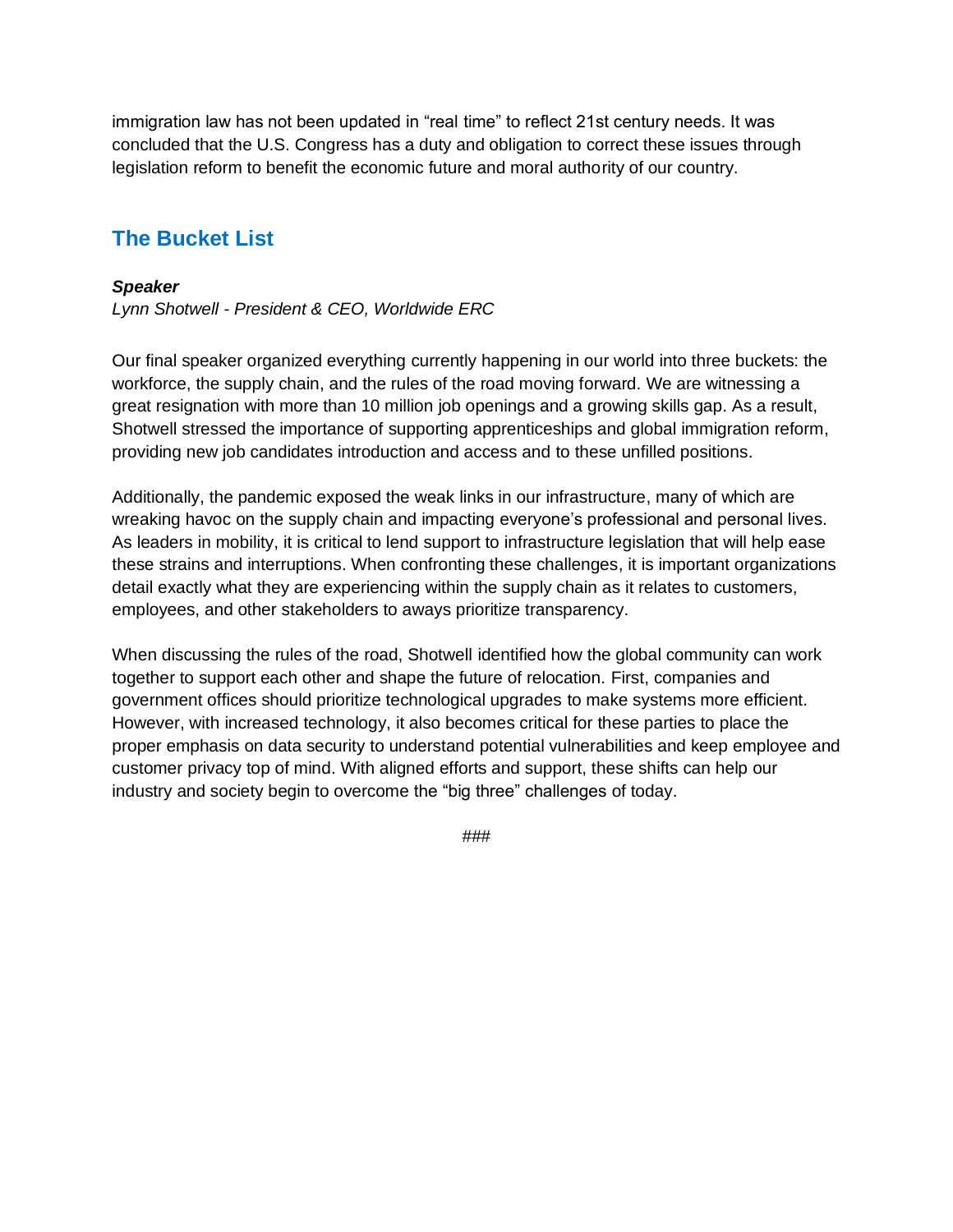immigration law has not been updated in "real time" to reflect 21st century needs. It was concluded that the U.S. Congress has a duty and obligation to correct these issues through legislation reform to benefit the economic future and moral authority of our country.

## The Bucket List

***Speaker***
*Lynn Shotwell - President & CEO, Worldwide ERC*

Our final speaker organized everything currently happening in our world into three buckets: the workforce, the supply chain, and the rules of the road moving forward. We are witnessing a great resignation with more than 10 million job openings and a growing skills gap. As a result, Shotwell stressed the importance of supporting apprenticeships and global immigration reform, providing new job candidates introduction and access and to these unfilled positions.

Additionally, the pandemic exposed the weak links in our infrastructure, many of which are wreaking havoc on the supply chain and impacting everyone's professional and personal lives. As leaders in mobility, it is critical to lend support to infrastructure legislation that will help ease these strains and interruptions. When confronting these challenges, it is important organizations detail exactly what they are experiencing within the supply chain as it relates to customers, employees, and other stakeholders to aways prioritize transparency.

When discussing the rules of the road, Shotwell identified how the global community can work together to support each other and shape the future of relocation. First, companies and government offices should prioritize technological upgrades to make systems more efficient. However, with increased technology, it also becomes critical for these parties to place the proper emphasis on data security to understand potential vulnerabilities and keep employee and customer privacy top of mind. With aligned efforts and support, these shifts can help our industry and society begin to overcome the "big three" challenges of today.

###